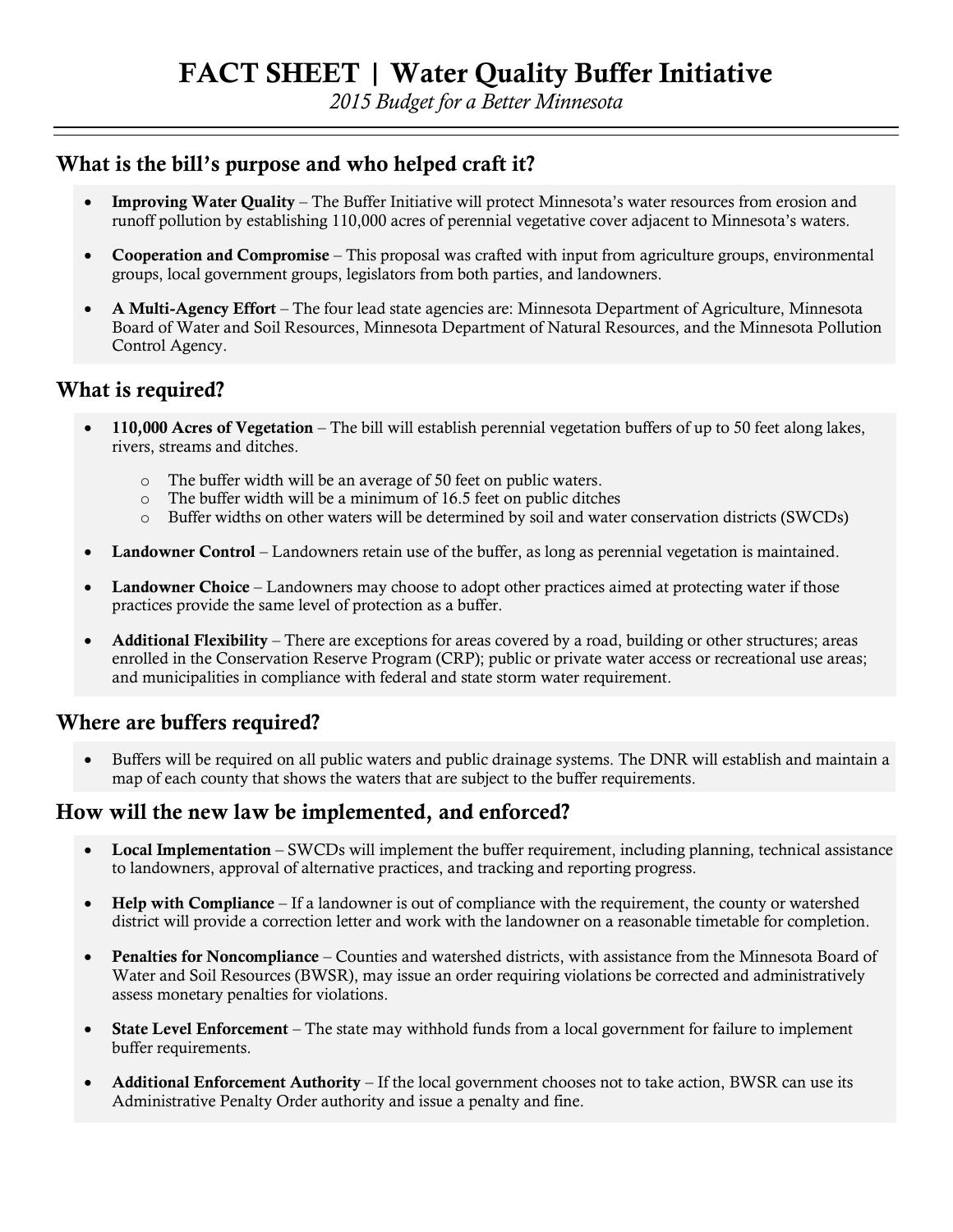# FACT SHEET | Water Quality Buffer Initiative

*2015 Budget for a Better Minnesota*

## What is the bill's purpose and who helped craft it?

- **Improving Water Quality** – The Buffer Initiative will protect Minnesota's water resources from erosion and runoff pollution by establishing 110,000 acres of perennial vegetative cover adjacent to Minnesota's waters.
- **Cooperation and Compromise** – This proposal was crafted with input from agriculture groups, environmental groups, local government groups, legislators from both parties, and landowners.
- **A Multi-Agency Effort** – The four lead state agencies are: Minnesota Department of Agriculture, Minnesota Board of Water and Soil Resources, Minnesota Department of Natural Resources, and the Minnesota Pollution Control Agency.

## What is required?

- **110,000 Acres of Vegetation** – The bill will establish perennial vegetation buffers of up to 50 feet along lakes, rivers, streams and ditches.
  - The buffer width will be an average of 50 feet on public waters.
  - The buffer width will be a minimum of 16.5 feet on public ditches
  - Buffer widths on other waters will be determined by soil and water conservation districts (SWCDs)
- **Landowner Control** – Landowners retain use of the buffer, as long as perennial vegetation is maintained.
- **Landowner Choice** – Landowners may choose to adopt other practices aimed at protecting water if those practices provide the same level of protection as a buffer.
- **Additional Flexibility** – There are exceptions for areas covered by a road, building or other structures; areas enrolled in the Conservation Reserve Program (CRP); public or private water access or recreational use areas; and municipalities in compliance with federal and state storm water requirement.

## Where are buffers required?

- Buffers will be required on all public waters and public drainage systems. The DNR will establish and maintain a map of each county that shows the waters that are subject to the buffer requirements.

## How will the new law be implemented, and enforced?

- **Local Implementation** – SWCDs will implement the buffer requirement, including planning, technical assistance to landowners, approval of alternative practices, and tracking and reporting progress.
- **Help with Compliance** – If a landowner is out of compliance with the requirement, the county or watershed district will provide a correction letter and work with the landowner on a reasonable timetable for completion.
- **Penalties for Noncompliance** – Counties and watershed districts, with assistance from the Minnesota Board of Water and Soil Resources (BWSR), may issue an order requiring violations be corrected and administratively assess monetary penalties for violations.
- **State Level Enforcement** – The state may withhold funds from a local government for failure to implement buffer requirements.
- **Additional Enforcement Authority** – If the local government chooses not to take action, BWSR can use its Administrative Penalty Order authority and issue a penalty and fine.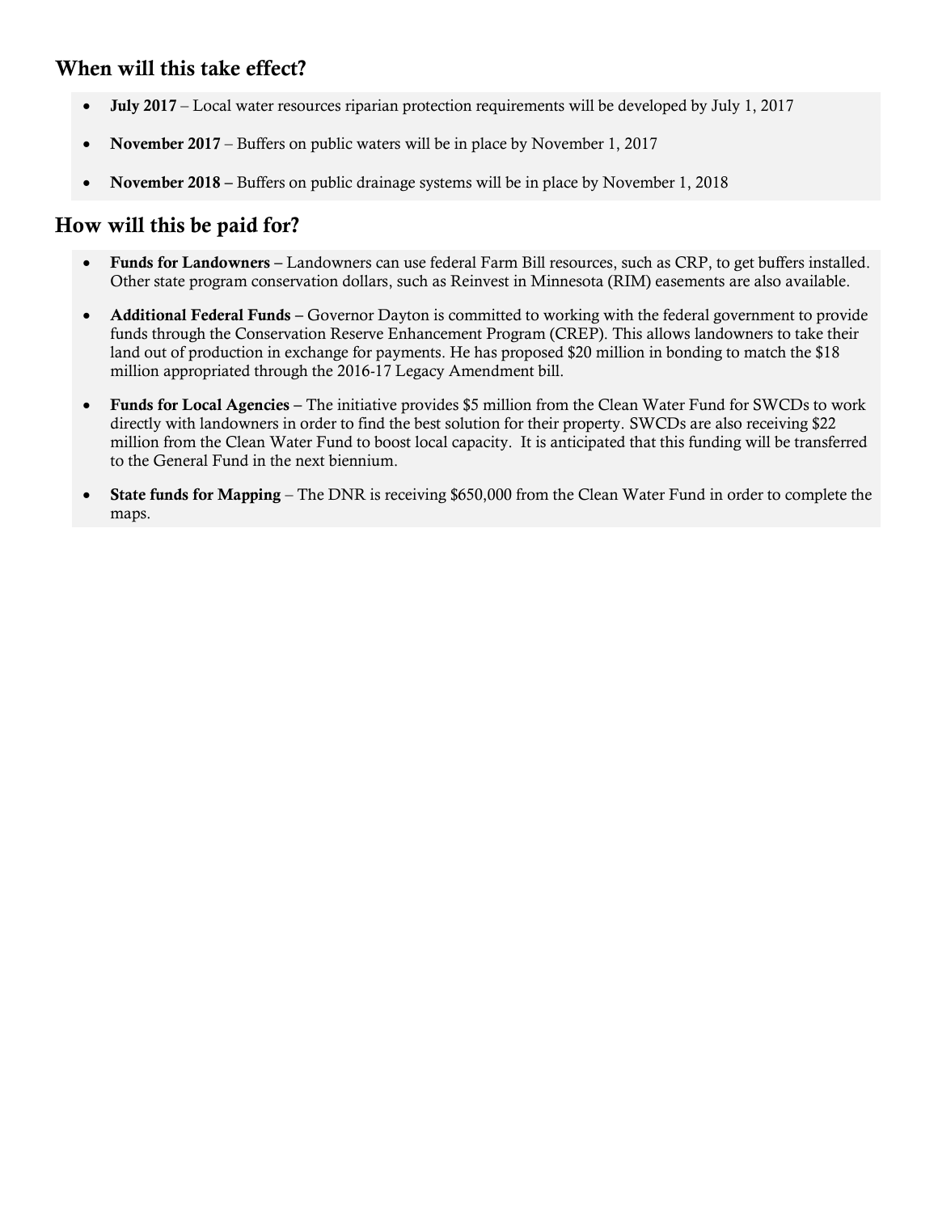## When will this take effect?

- **July 2017** – Local water resources riparian protection requirements will be developed by July 1, 2017
- **November 2017** – Buffers on public waters will be in place by November 1, 2017
- **November 2018 –** Buffers on public drainage systems will be in place by November 1, 2018

## How will this be paid for?

- **Funds for Landowners –** Landowners can use federal Farm Bill resources, such as CRP, to get buffers installed. Other state program conservation dollars, such as Reinvest in Minnesota (RIM) easements are also available.
- **Additional Federal Funds –** Governor Dayton is committed to working with the federal government to provide funds through the Conservation Reserve Enhancement Program (CREP). This allows landowners to take their land out of production in exchange for payments. He has proposed $20 million in bonding to match the $18 million appropriated through the 2016-17 Legacy Amendment bill.
- **Funds for Local Agencies –** The initiative provides $5 million from the Clean Water Fund for SWCDs to work directly with landowners in order to find the best solution for their property. SWCDs are also receiving $22 million from the Clean Water Fund to boost local capacity. It is anticipated that this funding will be transferred to the General Fund in the next biennium.
- **State funds for Mapping** – The DNR is receiving $650,000 from the Clean Water Fund in order to complete the maps.